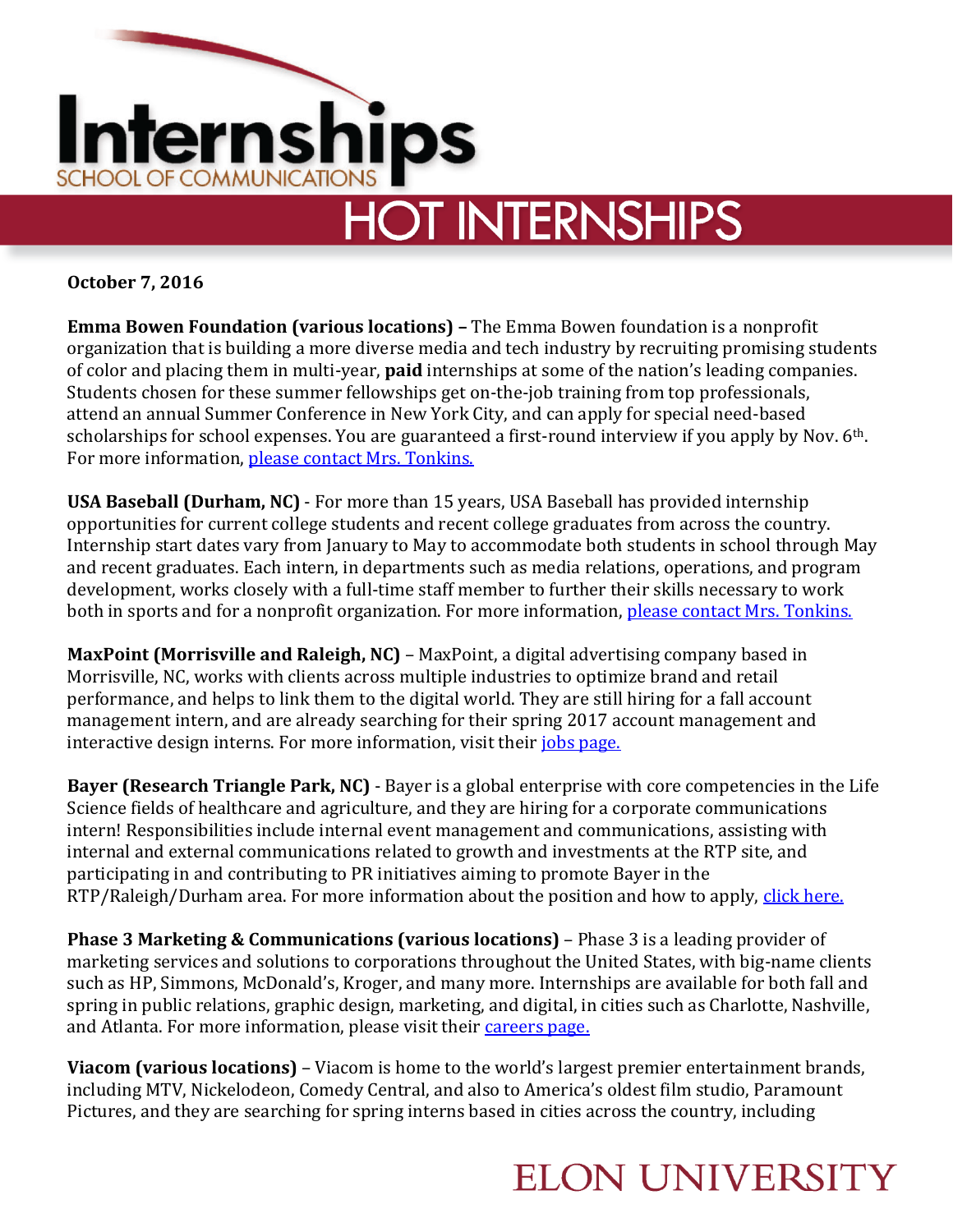# Internships

SCHOOL OF COMMUNICATIONS

## HOT INTERNSHIPS

**October 7, 2016**

**Emma Bowen Foundation (various locations) –** The Emma Bowen foundation is a nonprofit organization that is building a more diverse media and tech industry by recruiting promising students of color and placing them in multi-year, **paid** internships at some of the nation's leading companies. Students chosen for these summer fellowships get on-the-job training from top professionals, attend an annual Summer Conference in New York City, and can apply for special need-based scholarships for school expenses. You are guaranteed a first-round interview if you apply by Nov. 6th. For more information, please contact Mrs. Tonkins.

**USA Baseball (Durham, NC)** - For more than 15 years, USA Baseball has provided internship opportunities for current college students and recent college graduates from across the country. Internship start dates vary from January to May to accommodate both students in school through May and recent graduates. Each intern, in departments such as media relations, operations, and program development, works closely with a full-time staff member to further their skills necessary to work both in sports and for a nonprofit organization. For more information, please contact Mrs. Tonkins.

**MaxPoint (Morrisville and Raleigh, NC)** – MaxPoint, a digital advertising company based in Morrisville, NC, works with clients across multiple industries to optimize brand and retail performance, and helps to link them to the digital world. They are still hiring for a fall account management intern, and are already searching for their spring 2017 account management and interactive design interns. For more information, visit their jobs page.

**Bayer (Research Triangle Park, NC)** - Bayer is a global enterprise with core competencies in the Life Science fields of healthcare and agriculture, and they are hiring for a corporate communications intern! Responsibilities include internal event management and communications, assisting with internal and external communications related to growth and investments at the RTP site, and participating in and contributing to PR initiatives aiming to promote Bayer in the RTP/Raleigh/Durham area. For more information about the position and how to apply, click here.

**Phase 3 Marketing & Communications (various locations)** – Phase 3 is a leading provider of marketing services and solutions to corporations throughout the United States, with big-name clients such as HP, Simmons, McDonald's, Kroger, and many more. Internships are available for both fall and spring in public relations, graphic design, marketing, and digital, in cities such as Charlotte, Nashville, and Atlanta. For more information, please visit their careers page.

**Viacom (various locations)** – Viacom is home to the world's largest premier entertainment brands, including MTV, Nickelodeon, Comedy Central, and also to America's oldest film studio, Paramount Pictures, and they are searching for spring interns based in cities across the country, including

ELON UNIVERSITY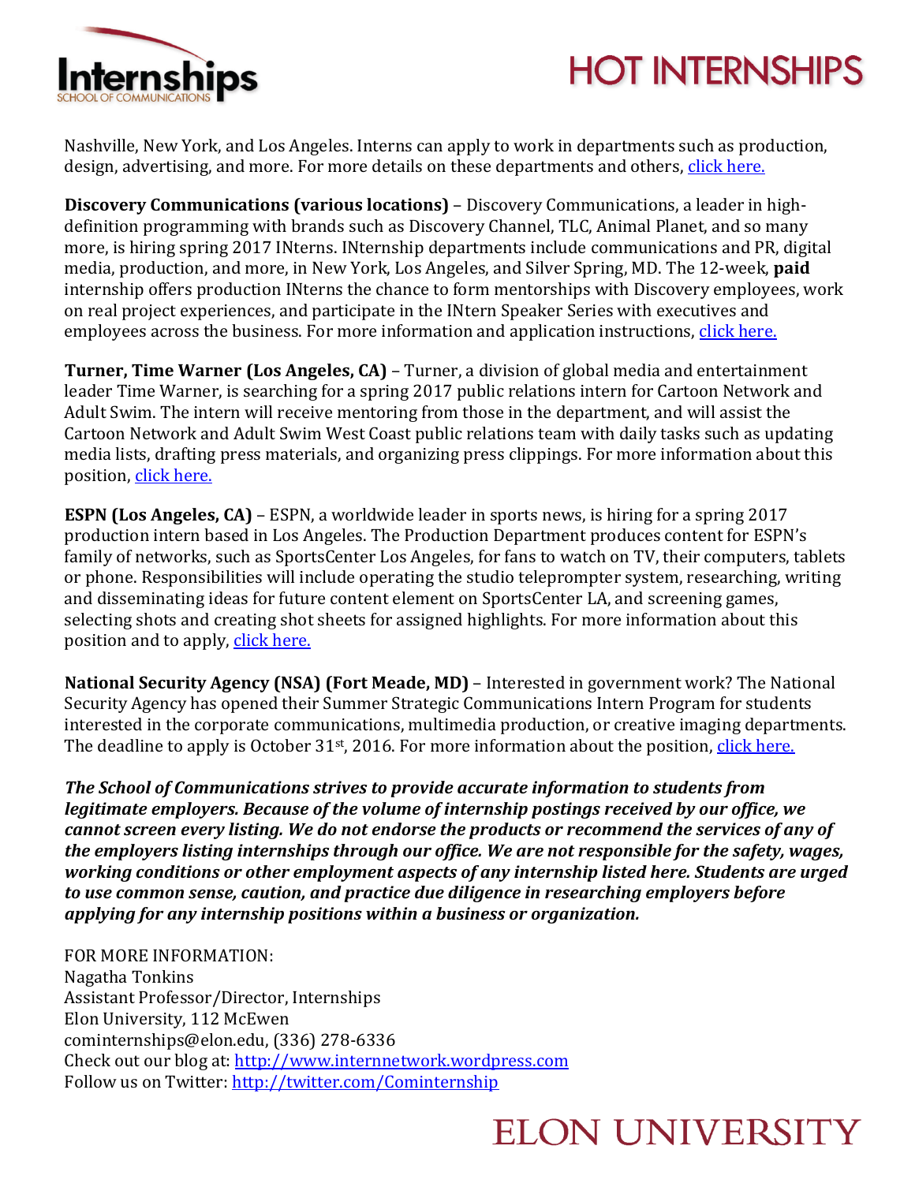Nashville, New York, and Los Angeles. Interns can apply to work in departments such as production, design, advertising, and more. For more details on these departments and others, click here.

**Discovery Communications (various locations)** – Discovery Communications, a leader in high-definition programming with brands such as Discovery Channel, TLC, Animal Planet, and so many more, is hiring spring 2017 INterns. INternship departments include communications and PR, digital media, production, and more, in New York, Los Angeles, and Silver Spring, MD. The 12-week, **paid** internship offers production INterns the chance to form mentorships with Discovery employees, work on real project experiences, and participate in the INtern Speaker Series with executives and employees across the business. For more information and application instructions, click here.

**Turner, Time Warner (Los Angeles, CA)** – Turner, a division of global media and entertainment leader Time Warner, is searching for a spring 2017 public relations intern for Cartoon Network and Adult Swim. The intern will receive mentoring from those in the department, and will assist the Cartoon Network and Adult Swim West Coast public relations team with daily tasks such as updating media lists, drafting press materials, and organizing press clippings. For more information about this position, click here.

**ESPN (Los Angeles, CA)** – ESPN, a worldwide leader in sports news, is hiring for a spring 2017 production intern based in Los Angeles. The Production Department produces content for ESPN's family of networks, such as SportsCenter Los Angeles, for fans to watch on TV, their computers, tablets or phone. Responsibilities will include operating the studio teleprompter system, researching, writing and disseminating ideas for future content element on SportsCenter LA, and screening games, selecting shots and creating shot sheets for assigned highlights. For more information about this position and to apply, click here.

**National Security Agency (NSA) (Fort Meade, MD)** – Interested in government work? The National Security Agency has opened their Summer Strategic Communications Intern Program for students interested in the corporate communications, multimedia production, or creative imaging departments. The deadline to apply is October 31st, 2016. For more information about the position, click here.

***The School of Communications strives to provide accurate information to students from legitimate employers. Because of the volume of internship postings received by our office, we cannot screen every listing. We do not endorse the products or recommend the services of any of the employers listing internships through our office. We are not responsible for the safety, wages, working conditions or other employment aspects of any internship listed here. Students are urged to use common sense, caution, and practice due diligence in researching employers before applying for any internship positions within a business or organization.***

FOR MORE INFORMATION:
Nagatha Tonkins
Assistant Professor/Director, Internships
Elon University, 112 McEwen
cominternships@elon.edu, (336) 278-6336
Check out our blog at: http://www.internnetwork.wordpress.com
Follow us on Twitter: http://twitter.com/Cominternship